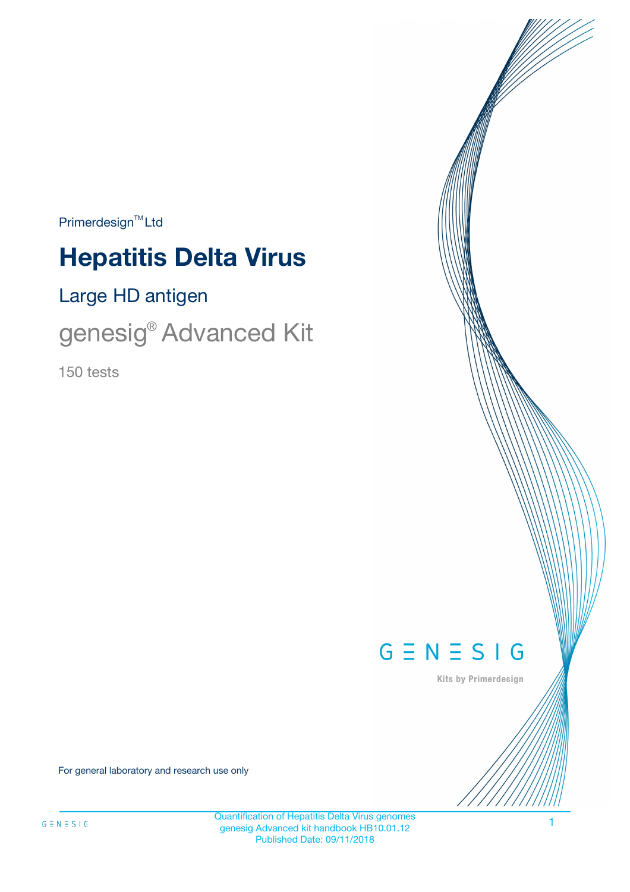Primerdesign™ Ltd

# Hepatitis Delta Virus

## Large HD antigen

## genesig® Advanced Kit

150 tests

GENESIG

Kits by Primerdesign

For general laboratory and research use only

Quantification of Hepatitis Delta Virus genomes
genesig Advanced kit handbook HB10.01.12
Published Date: 09/11/2018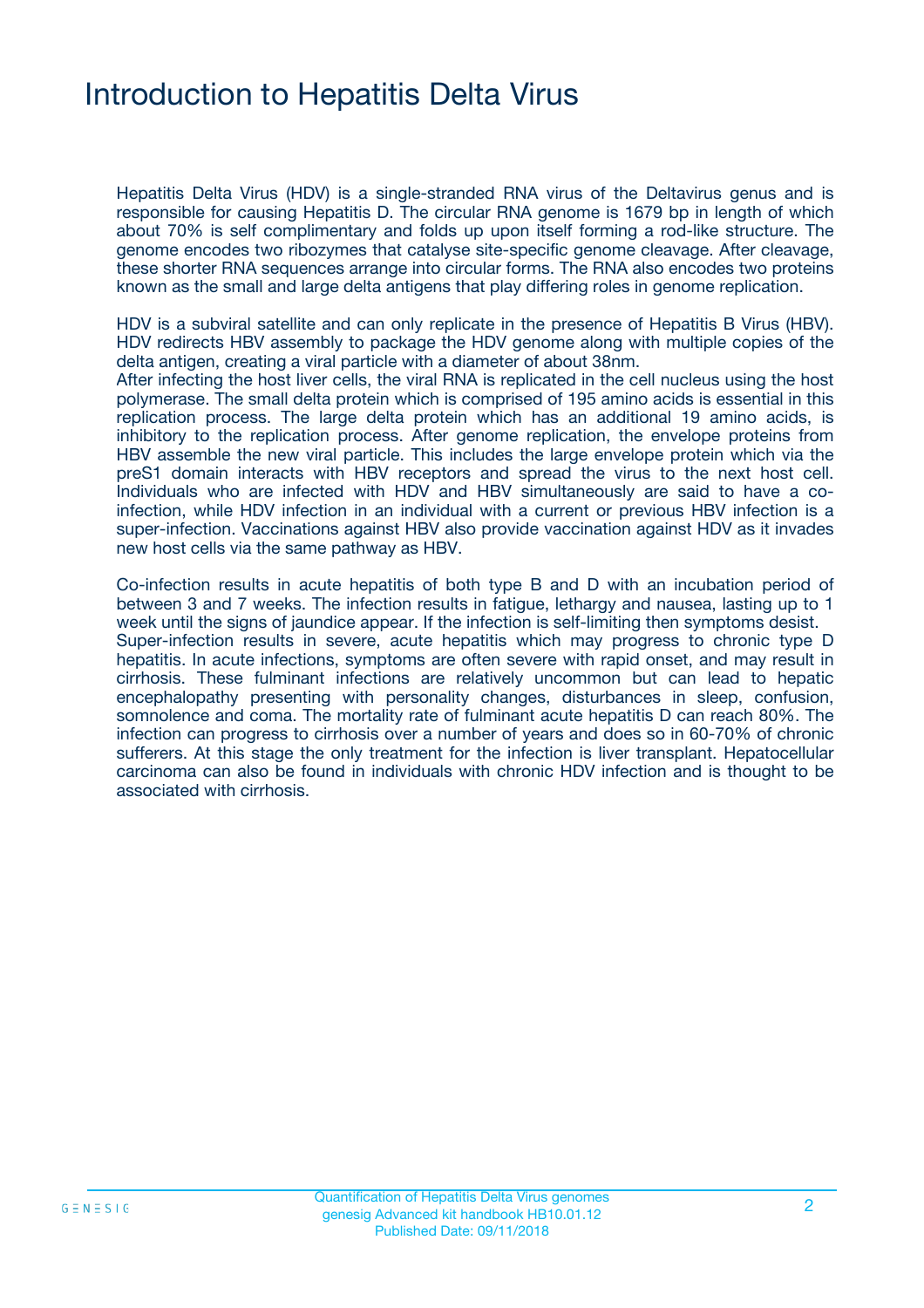# Introduction to Hepatitis Delta Virus

Hepatitis Delta Virus (HDV) is a single-stranded RNA virus of the Deltavirus genus and is responsible for causing Hepatitis D. The circular RNA genome is 1679 bp in length of which about 70% is self complimentary and folds up upon itself forming a rod-like structure. The genome encodes two ribozymes that catalyse site-specific genome cleavage. After cleavage, these shorter RNA sequences arrange into circular forms. The RNA also encodes two proteins known as the small and large delta antigens that play differing roles in genome replication.

HDV is a subviral satellite and can only replicate in the presence of Hepatitis B Virus (HBV). HDV redirects HBV assembly to package the HDV genome along with multiple copies of the delta antigen, creating a viral particle with a diameter of about 38nm.
After infecting the host liver cells, the viral RNA is replicated in the cell nucleus using the host polymerase. The small delta protein which is comprised of 195 amino acids is essential in this replication process. The large delta protein which has an additional 19 amino acids, is inhibitory to the replication process. After genome replication, the envelope proteins from HBV assemble the new viral particle. This includes the large envelope protein which via the preS1 domain interacts with HBV receptors and spread the virus to the next host cell. Individuals who are infected with HDV and HBV simultaneously are said to have a co-infection, while HDV infection in an individual with a current or previous HBV infection is a super-infection. Vaccinations against HBV also provide vaccination against HDV as it invades new host cells via the same pathway as HBV.

Co-infection results in acute hepatitis of both type B and D with an incubation period of between 3 and 7 weeks. The infection results in fatigue, lethargy and nausea, lasting up to 1 week until the signs of jaundice appear. If the infection is self-limiting then symptoms desist.
Super-infection results in severe, acute hepatitis which may progress to chronic type D hepatitis. In acute infections, symptoms are often severe with rapid onset, and may result in cirrhosis. These fulminant infections are relatively uncommon but can lead to hepatic encephalopathy presenting with personality changes, disturbances in sleep, confusion, somnolence and coma. The mortality rate of fulminant acute hepatitis D can reach 80%. The infection can progress to cirrhosis over a number of years and does so in 60-70% of chronic sufferers. At this stage the only treatment for the infection is liver transplant. Hepatocellular carcinoma can also be found in individuals with chronic HDV infection and is thought to be associated with cirrhosis.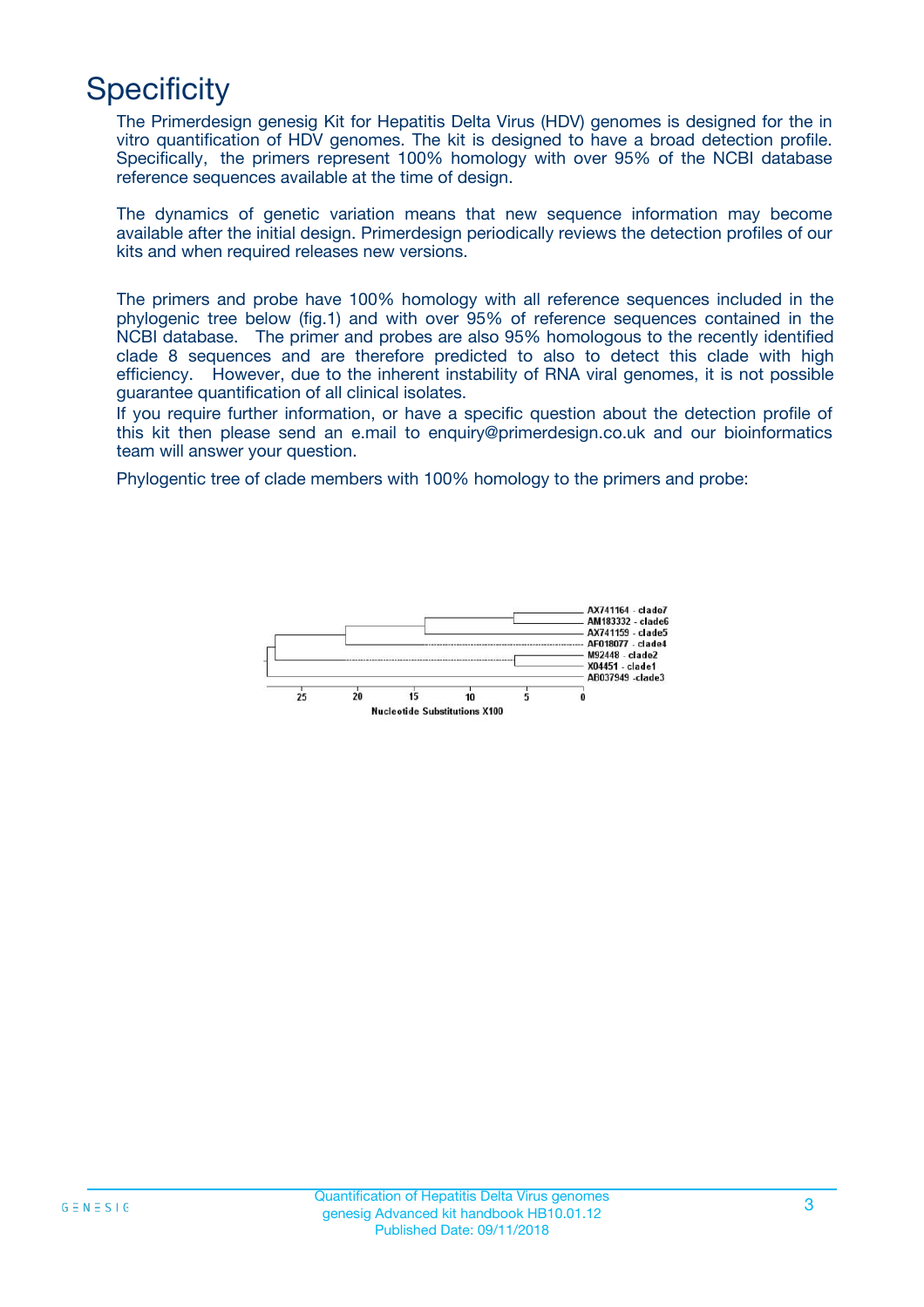# Specificity

The Primerdesign genesig Kit for Hepatitis Delta Virus (HDV) genomes is designed for the in vitro quantification of HDV genomes. The kit is designed to have a broad detection profile. Specifically, the primers represent 100% homology with over 95% of the NCBI database reference sequences available at the time of design.

The dynamics of genetic variation means that new sequence information may become available after the initial design. Primerdesign periodically reviews the detection profiles of our kits and when required releases new versions.

The primers and probe have 100% homology with all reference sequences included in the phylogenic tree below (fig.1) and with over 95% of reference sequences contained in the NCBI database. The primer and probes are also 95% homologous to the recently identified clade 8 sequences and are therefore predicted to also to detect this clade with high efficiency. However, due to the inherent instability of RNA viral genomes, it is not possible guarantee quantification of all clinical isolates.

If you require further information, or have a specific question about the detection profile of this kit then please send an e.mail to enquiry@primerdesign.co.uk and our bioinformatics team will answer your question.

Phylogentic tree of clade members with 100% homology to the primers and probe:

AX741164 - clade7
AM183332 - clade6
AX741159 - clade5
AF018077 - clade4
M92448 - clade2
X04451 - clade1
AB037949 - clade3

25 20 15 10 5 0

Nucleotide Substitutions X100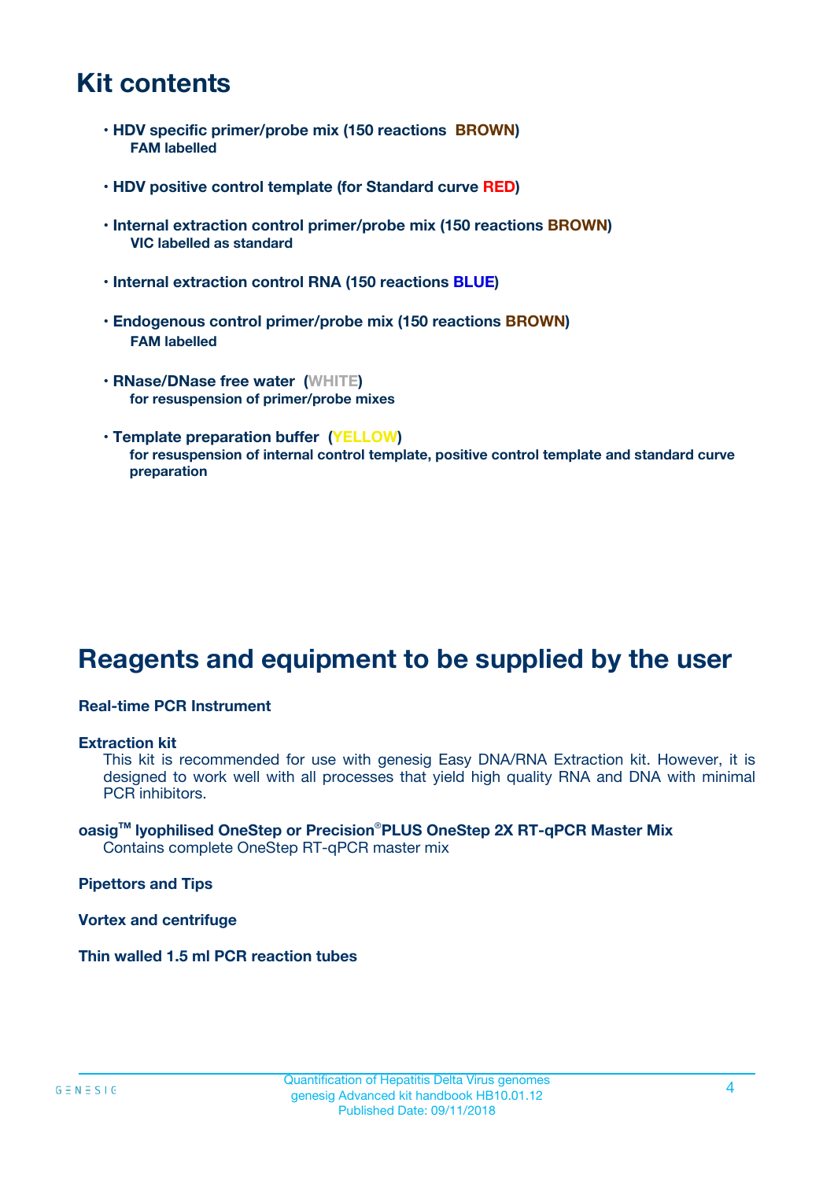# Kit contents

- **HDV specific primer/probe mix (150 reactions BROWN)**
  **FAM labelled**

- **HDV positive control template (for Standard curve RED)**

- **Internal extraction control primer/probe mix (150 reactions BROWN)**
  **VIC labelled as standard**

- **Internal extraction control RNA (150 reactions BLUE)**

- **Endogenous control primer/probe mix (150 reactions BROWN)**
  **FAM labelled**

- **RNase/DNase free water (WHITE)**
  **for resuspension of primer/probe mixes**

- **Template preparation buffer (YELLOW)**
  **for resuspension of internal control template, positive control template and standard curve preparation**

# Reagents and equipment to be supplied by the user

**Real-time PCR Instrument**

**Extraction kit**
This kit is recommended for use with genesig Easy DNA/RNA Extraction kit. However, it is designed to work well with all processes that yield high quality RNA and DNA with minimal PCR inhibitors.

**oasig™ lyophilised OneStep or Precision®PLUS OneStep 2X RT-qPCR Master Mix**
Contains complete OneStep RT-qPCR master mix

**Pipettors and Tips**

**Vortex and centrifuge**

**Thin walled 1.5 ml PCR reaction tubes**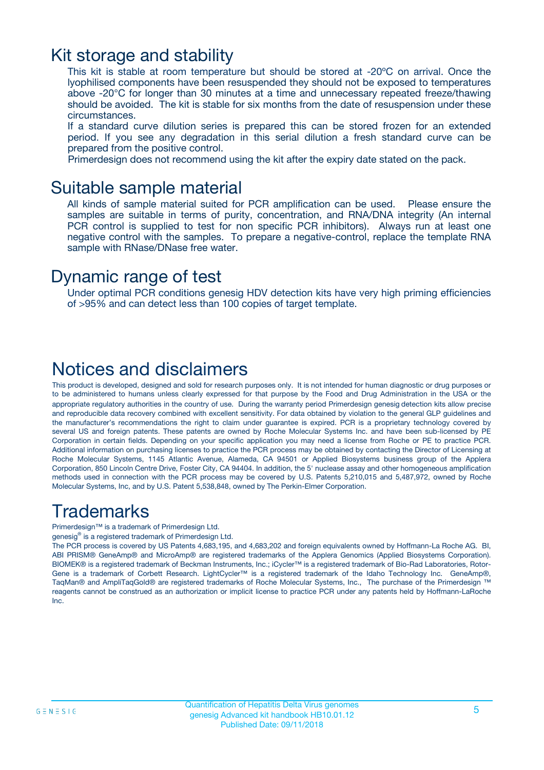## Kit storage and stability

This kit is stable at room temperature but should be stored at -20ºC on arrival. Once the lyophilised components have been resuspended they should not be exposed to temperatures above -20°C for longer than 30 minutes at a time and unnecessary repeated freeze/thawing should be avoided. The kit is stable for six months from the date of resuspension under these circumstances.

If a standard curve dilution series is prepared this can be stored frozen for an extended period. If you see any degradation in this serial dilution a fresh standard curve can be prepared from the positive control.

Primerdesign does not recommend using the kit after the expiry date stated on the pack.

## Suitable sample material

All kinds of sample material suited for PCR amplification can be used. Please ensure the samples are suitable in terms of purity, concentration, and RNA/DNA integrity (An internal PCR control is supplied to test for non specific PCR inhibitors). Always run at least one negative control with the samples. To prepare a negative-control, replace the template RNA sample with RNase/DNase free water.

## Dynamic range of test

Under optimal PCR conditions genesig HDV detection kits have very high priming efficiencies of >95% and can detect less than 100 copies of target template.

# Notices and disclaimers

This product is developed, designed and sold for research purposes only. It is not intended for human diagnostic or drug purposes or to be administered to humans unless clearly expressed for that purpose by the Food and Drug Administration in the USA or the appropriate regulatory authorities in the country of use. During the warranty period Primerdesign genesig detection kits allow precise and reproducible data recovery combined with excellent sensitivity. For data obtained by violation to the general GLP guidelines and the manufacturer's recommendations the right to claim under guarantee is expired. PCR is a proprietary technology covered by several US and foreign patents. These patents are owned by Roche Molecular Systems Inc. and have been sub-licensed by PE Corporation in certain fields. Depending on your specific application you may need a license from Roche or PE to practice PCR. Additional information on purchasing licenses to practice the PCR process may be obtained by contacting the Director of Licensing at Roche Molecular Systems, 1145 Atlantic Avenue, Alameda, CA 94501 or Applied Biosystems business group of the Applera Corporation, 850 Lincoln Centre Drive, Foster City, CA 94404. In addition, the 5' nuclease assay and other homogeneous amplification methods used in connection with the PCR process may be covered by U.S. Patents 5,210,015 and 5,487,972, owned by Roche Molecular Systems, Inc, and by U.S. Patent 5,538,848, owned by The Perkin-Elmer Corporation.

# Trademarks

Primerdesign™ is a trademark of Primerdesign Ltd.

genesig® is a registered trademark of Primerdesign Ltd.

The PCR process is covered by US Patents 4,683,195, and 4,683,202 and foreign equivalents owned by Hoffmann-La Roche AG. BI, ABI PRISM® GeneAmp® and MicroAmp® are registered trademarks of the Applera Genomics (Applied Biosystems Corporation). BIOMEK® is a registered trademark of Beckman Instruments, Inc.; iCycler™ is a registered trademark of Bio-Rad Laboratories, Rotor-Gene is a trademark of Corbett Research. LightCycler™ is a registered trademark of the Idaho Technology Inc. GeneAmp®, TaqMan® and AmpliTaqGold® are registered trademarks of Roche Molecular Systems, Inc., The purchase of the Primerdesign ™ reagents cannot be construed as an authorization or implicit license to practice PCR under any patents held by Hoffmann-LaRoche Inc.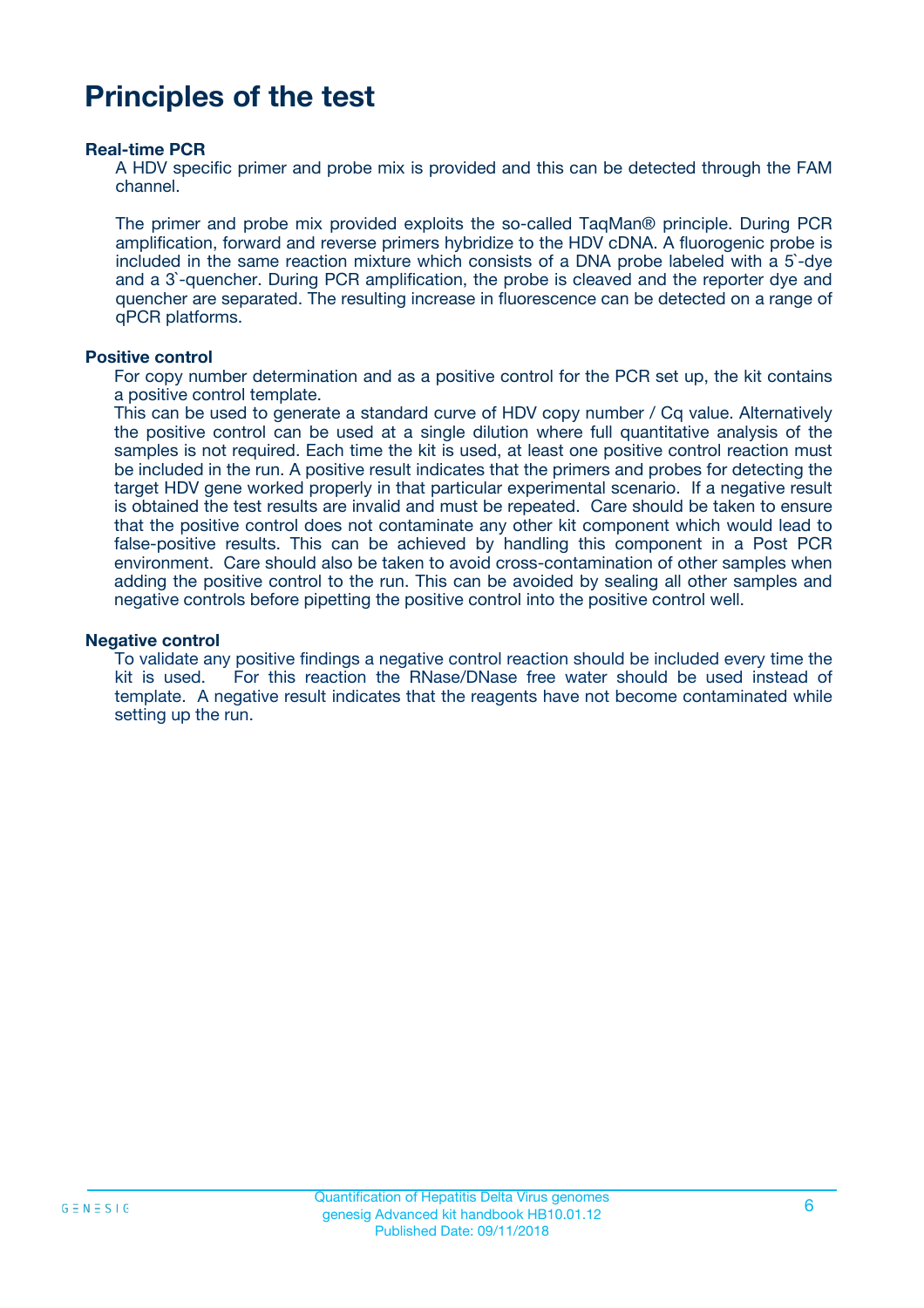# Principles of the test

### Real-time PCR

A HDV specific primer and probe mix is provided and this can be detected through the FAM channel.

The primer and probe mix provided exploits the so-called TaqMan® principle. During PCR amplification, forward and reverse primers hybridize to the HDV cDNA. A fluorogenic probe is included in the same reaction mixture which consists of a DNA probe labeled with a 5`-dye and a 3`-quencher. During PCR amplification, the probe is cleaved and the reporter dye and quencher are separated. The resulting increase in fluorescence can be detected on a range of qPCR platforms.

### Positive control

For copy number determination and as a positive control for the PCR set up, the kit contains a positive control template.
This can be used to generate a standard curve of HDV copy number / Cq value. Alternatively the positive control can be used at a single dilution where full quantitative analysis of the samples is not required. Each time the kit is used, at least one positive control reaction must be included in the run. A positive result indicates that the primers and probes for detecting the target HDV gene worked properly in that particular experimental scenario. If a negative result is obtained the test results are invalid and must be repeated. Care should be taken to ensure that the positive control does not contaminate any other kit component which would lead to false-positive results. This can be achieved by handling this component in a Post PCR environment. Care should also be taken to avoid cross-contamination of other samples when adding the positive control to the run. This can be avoided by sealing all other samples and negative controls before pipetting the positive control into the positive control well.

### Negative control

To validate any positive findings a negative control reaction should be included every time the kit is used. For this reaction the RNase/DNase free water should be used instead of template. A negative result indicates that the reagents have not become contaminated while setting up the run.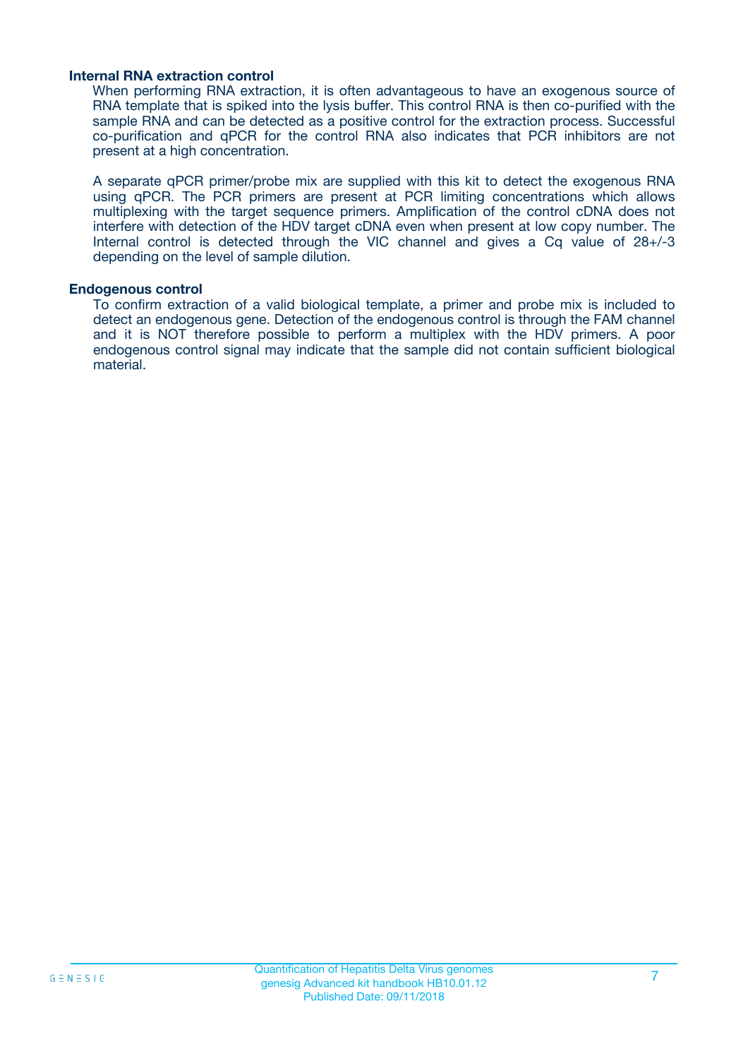### Internal RNA extraction control

When performing RNA extraction, it is often advantageous to have an exogenous source of RNA template that is spiked into the lysis buffer. This control RNA is then co-purified with the sample RNA and can be detected as a positive control for the extraction process. Successful co-purification and qPCR for the control RNA also indicates that PCR inhibitors are not present at a high concentration.

A separate qPCR primer/probe mix are supplied with this kit to detect the exogenous RNA using qPCR. The PCR primers are present at PCR limiting concentrations which allows multiplexing with the target sequence primers. Amplification of the control cDNA does not interfere with detection of the HDV target cDNA even when present at low copy number. The Internal control is detected through the VIC channel and gives a Cq value of 28+/-3 depending on the level of sample dilution.

### Endogenous control

To confirm extraction of a valid biological template, a primer and probe mix is included to detect an endogenous gene. Detection of the endogenous control is through the FAM channel and it is NOT therefore possible to perform a multiplex with the HDV primers. A poor endogenous control signal may indicate that the sample did not contain sufficient biological material.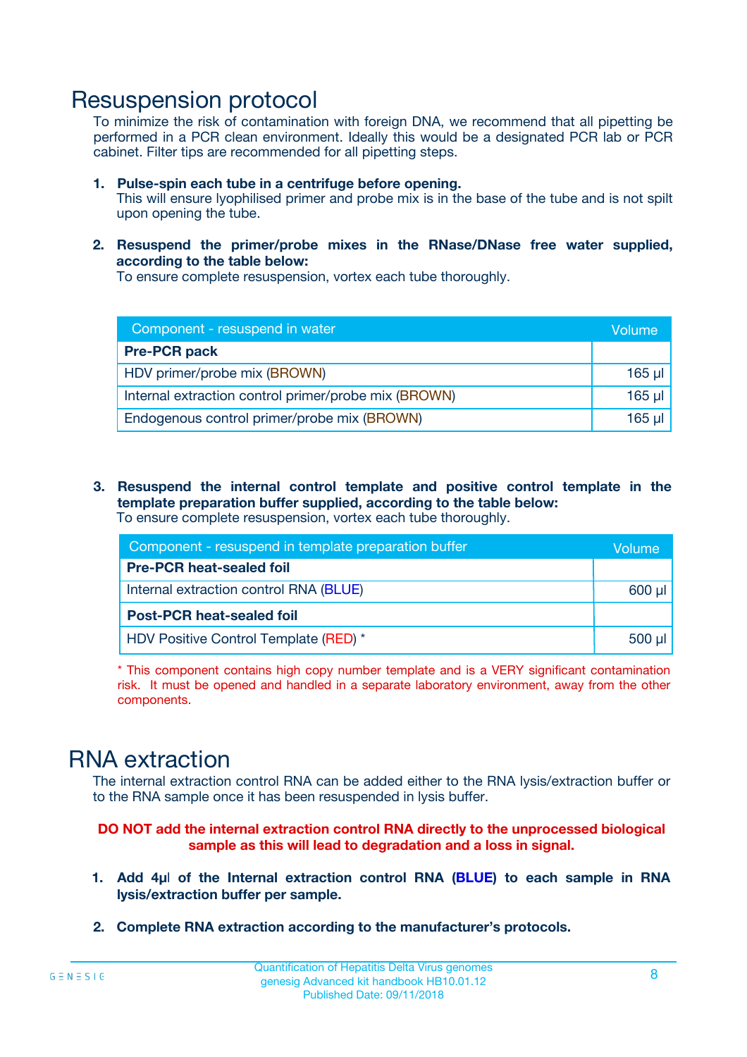# Resuspension protocol

To minimize the risk of contamination with foreign DNA, we recommend that all pipetting be performed in a PCR clean environment. Ideally this would be a designated PCR lab or PCR cabinet. Filter tips are recommended for all pipetting steps.

1. **Pulse-spin each tube in a centrifuge before opening.**
   This will ensure lyophilised primer and probe mix is in the base of the tube and is not spilt upon opening the tube.

2. **Resuspend the primer/probe mixes in the RNase/DNase free water supplied, according to the table below:**
   To ensure complete resuspension, vortex each tube thoroughly.

| Component - resuspend in water | Volume |
|---|---|
| **Pre-PCR pack** | |
| HDV primer/probe mix (BROWN) | 165 µl |
| Internal extraction control primer/probe mix (BROWN) | 165 µl |
| Endogenous control primer/probe mix (BROWN) | 165 µl |

3. **Resuspend the internal control template and positive control template in the template preparation buffer supplied, according to the table below:**
   To ensure complete resuspension, vortex each tube thoroughly.

| Component - resuspend in template preparation buffer | Volume |
|---|---|
| **Pre-PCR heat-sealed foil** | |
| Internal extraction control RNA (BLUE) | 600 µl |
| **Post-PCR heat-sealed foil** | |
| HDV Positive Control Template (RED) * | 500 µl |

* This component contains high copy number template and is a VERY significant contamination risk. It must be opened and handled in a separate laboratory environment, away from the other components.

# RNA extraction

The internal extraction control RNA can be added either to the RNA lysis/extraction buffer or to the RNA sample once it has been resuspended in lysis buffer.

**DO NOT add the internal extraction control RNA directly to the unprocessed biological sample as this will lead to degradation and a loss in signal.**

1. **Add 4µl of the Internal extraction control RNA (BLUE) to each sample in RNA lysis/extraction buffer per sample.**

2. **Complete RNA extraction according to the manufacturer's protocols.**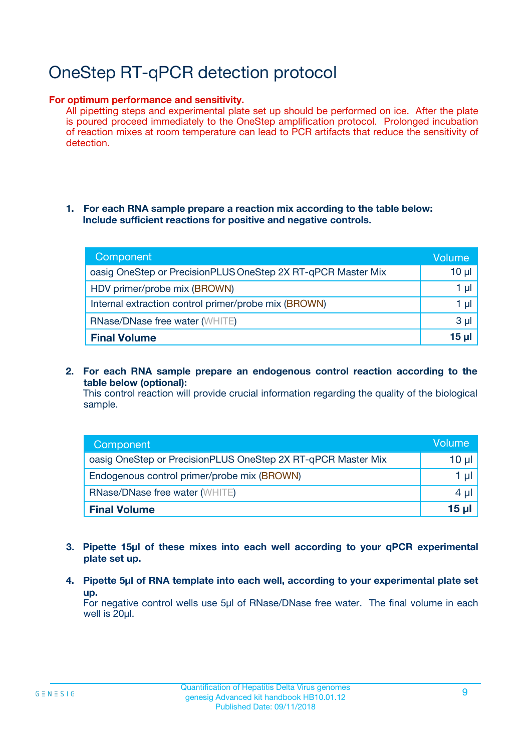# OneStep RT-qPCR detection protocol

**For optimum performance and sensitivity.**
All pipetting steps and experimental plate set up should be performed on ice. After the plate is poured proceed immediately to the OneStep amplification protocol. Prolonged incubation of reaction mixes at room temperature can lead to PCR artifacts that reduce the sensitivity of detection.

1. **For each RNA sample prepare a reaction mix according to the table below: Include sufficient reactions for positive and negative controls.**

| Component | Volume |
|---|---|
| oasig OneStep or PrecisionPLUS OneStep 2X RT-qPCR Master Mix | 10 µl |
| HDV primer/probe mix (BROWN) | 1 µl |
| Internal extraction control primer/probe mix (BROWN) | 1 µl |
| RNase/DNase free water (WHITE) | 3 µl |
| **Final Volume** | **15 µl** |

2. **For each RNA sample prepare an endogenous control reaction according to the table below (optional):**
   This control reaction will provide crucial information regarding the quality of the biological sample.

| Component | Volume |
|---|---|
| oasig OneStep or PrecisionPLUS OneStep 2X RT-qPCR Master Mix | 10 µl |
| Endogenous control primer/probe mix (BROWN) | 1 µl |
| RNase/DNase free water (WHITE) | 4 µl |
| **Final Volume** | **15 µl** |

3. **Pipette 15µl of these mixes into each well according to your qPCR experimental plate set up.**

4. **Pipette 5µl of RNA template into each well, according to your experimental plate set up.**
   For negative control wells use 5µl of RNase/DNase free water. The final volume in each well is 20µl.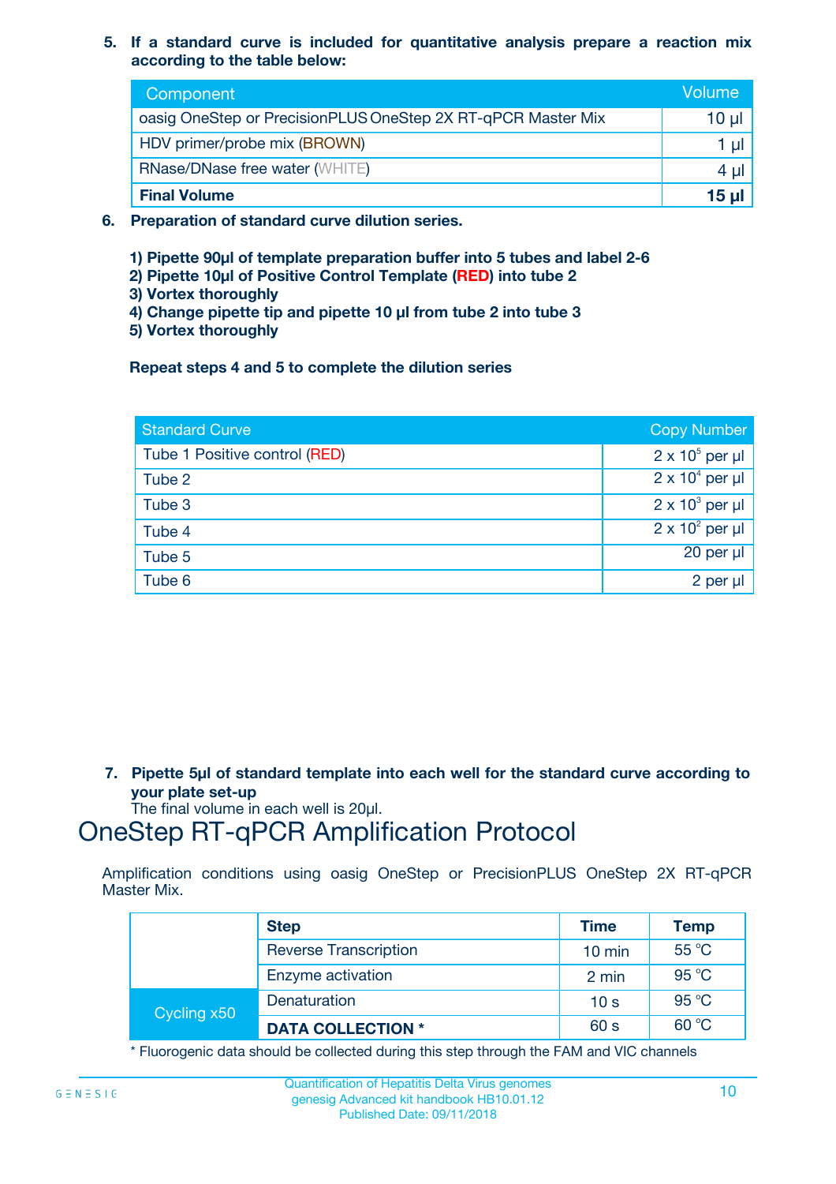5. **If a standard curve is included for quantitative analysis prepare a reaction mix according to the table below:**

| Component | Volume |
|---|---|
| oasig OneStep or PrecisionPLUS OneStep 2X RT-qPCR Master Mix | 10 µl |
| HDV primer/probe mix (BROWN) | 1 µl |
| RNase/DNase free water (WHITE) | 4 µl |
| **Final Volume** | **15 µl** |

6. **Preparation of standard curve dilution series.**

   **1) Pipette 90µl of template preparation buffer into 5 tubes and label 2-6**
   **2) Pipette 10µl of Positive Control Template (RED) into tube 2**
   **3) Vortex thoroughly**
   **4) Change pipette tip and pipette 10 µl from tube 2 into tube 3**
   **5) Vortex thoroughly**

   **Repeat steps 4 and 5 to complete the dilution series**

| Standard Curve | Copy Number |
|---|---|
| Tube 1 Positive control (RED) | $2 \times 10^5$ per µl |
| Tube 2 | $2 \times 10^4$ per µl |
| Tube 3 | $2 \times 10^3$ per µl |
| Tube 4 | $2 \times 10^2$ per µl |
| Tube 5 | 20 per µl |
| Tube 6 | 2 per µl |

7. **Pipette 5µl of standard template into each well for the standard curve according to your plate set-up**
   The final volume in each well is 20µl.

# OneStep RT-qPCR Amplification Protocol

Amplification conditions using oasig OneStep or PrecisionPLUS OneStep 2X RT-qPCR Master Mix.

| | Step | Time | Temp |
|---|---|---|---|
| | Reverse Transcription | 10 min | 55 °C |
| | Enzyme activation | 2 min | 95 °C |
| Cycling x50 | Denaturation | 10 s | 95 °C |
| | **DATA COLLECTION *** | 60 s | 60 °C |

* Fluorogenic data should be collected during this step through the FAM and VIC channels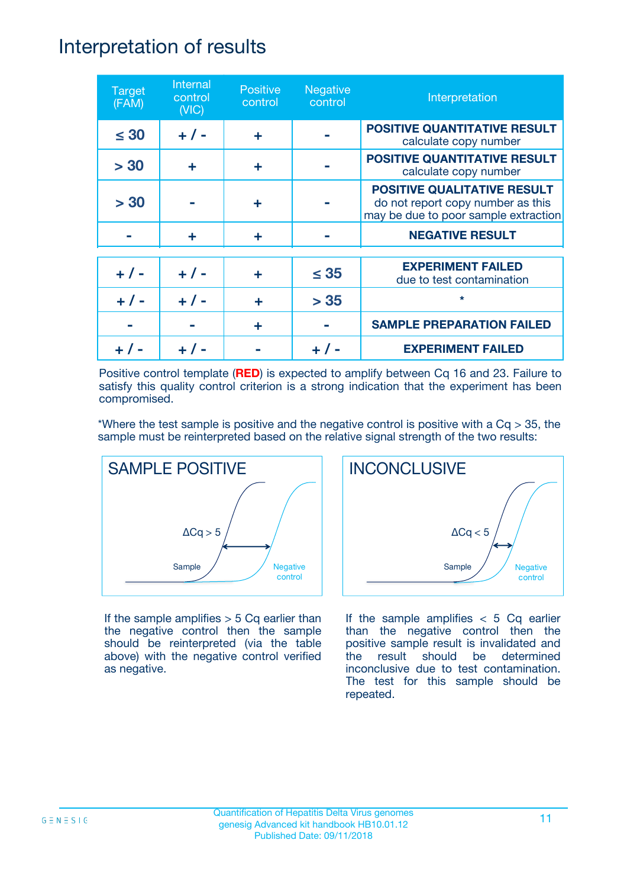# Interpretation of results

| Target (FAM) | Internal control (VIC) | Positive control | Negative control | Interpretation |
|---|---|---|---|---|
| ≤ 30 | + / - | + | - | **POSITIVE QUANTITATIVE RESULT** calculate copy number |
| > 30 | + | + | - | **POSITIVE QUANTITATIVE RESULT** calculate copy number |
| > 30 | - | + | - | **POSITIVE QUALITATIVE RESULT** do not report copy number as this may be due to poor sample extraction |
| - | + | + | - | **NEGATIVE RESULT** |
| + / - | + / - | + | ≤ 35 | **EXPERIMENT FAILED** due to test contamination |
| + / - | + / - | + | > 35 | * |
| - | - | + | - | **SAMPLE PREPARATION FAILED** |
| + / - | + / - | - | + / - | **EXPERIMENT FAILED** |

Positive control template (**RED**) is expected to amplify between Cq 16 and 23. Failure to satisfy this quality control criterion is a strong indication that the experiment has been compromised.

*Where the test sample is positive and the negative control is positive with a Cq > 35, the sample must be reinterpreted based on the relative signal strength of the two results:

**SAMPLE POSITIVE**

ΔCq > 5

Sample

Negative control

If the sample amplifies > 5 Cq earlier than the negative control then the sample should be reinterpreted (via the table above) with the negative control verified as negative.

**INCONCLUSIVE**

ΔCq < 5

Sample

Negative control

If the sample amplifies < 5 Cq earlier than the negative control then the positive sample result is invalidated and the result should be determined inconclusive due to test contamination. The test for this sample should be repeated.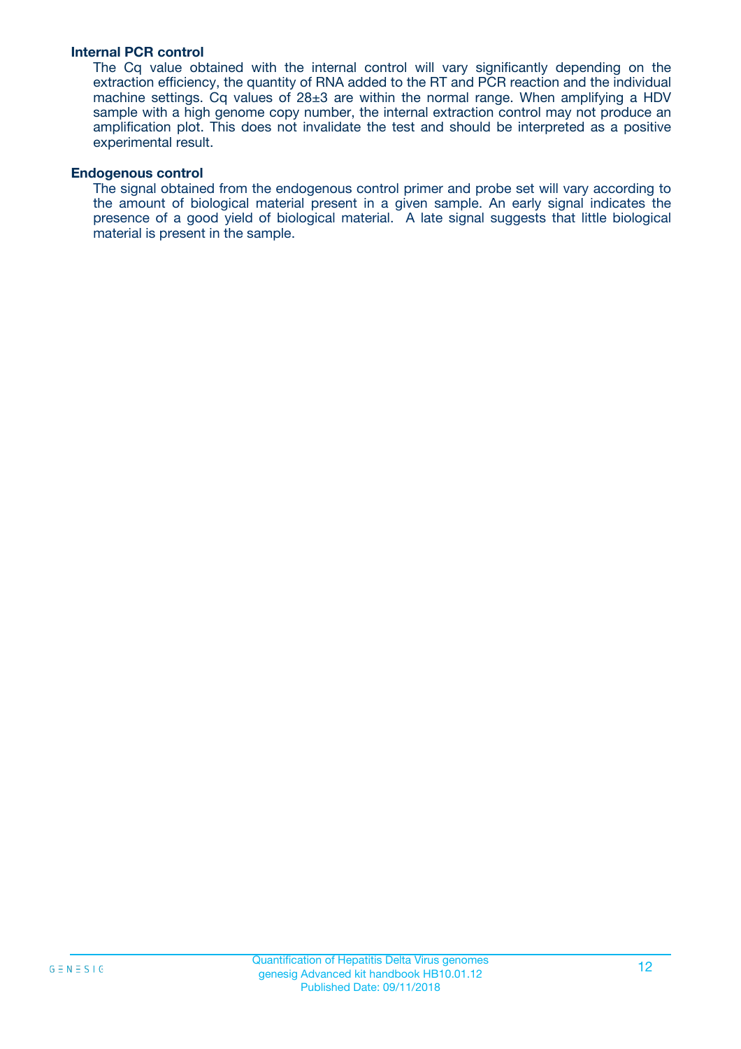**Internal PCR control**

The Cq value obtained with the internal control will vary significantly depending on the extraction efficiency, the quantity of RNA added to the RT and PCR reaction and the individual machine settings. Cq values of 28±3 are within the normal range. When amplifying a HDV sample with a high genome copy number, the internal extraction control may not produce an amplification plot. This does not invalidate the test and should be interpreted as a positive experimental result.

**Endogenous control**

The signal obtained from the endogenous control primer and probe set will vary according to the amount of biological material present in a given sample. An early signal indicates the presence of a good yield of biological material. A late signal suggests that little biological material is present in the sample.